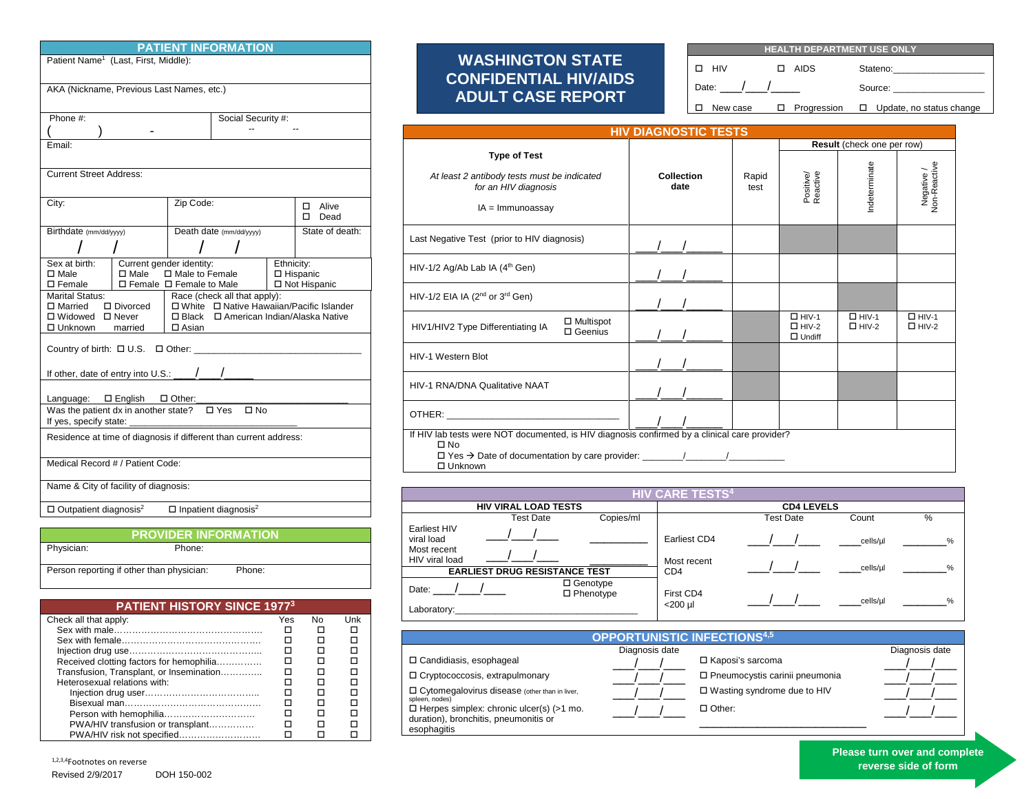# WASHINGTON STATE CONFIDENTIAL HIV/AIDS ADULT CASE REPORT

## HEALTH DEPARTMENT USE ONLY

☐ HIV ☐ AIDS Stateno:_________________

Date: ____/___/_____ Source: _________________

☐ New case ☐ Progression ☐ Update, no status change

## PATIENT INFORMATION

Patient Name[1] (Last, First, Middle):

AKA (Nickname, Previous Last Names, etc.)

Phone #: ( ) - | Social Security #: -- --

Email:

Current Street Address:

City: | Zip Code: | ☐ Alive ☐ Dead

Birthdate (mm/dd/yyyy) / / | Death date (mm/dd/yyyy) / / | State of death:

Sex at birth: ☐ Male ☐ Female | Current gender identity: ☐ Male ☐ Female ☐ Male to Female ☐ Female to Male | Ethnicity: ☐ Hispanic ☐ Not Hispanic

Marital Status: ☐ Married ☐ Divorced ☐ Widowed ☐ Never married ☐ Unknown | Race (check all that apply): ☐ White ☐ Native Hawaiian/Pacific Islander ☐ Black ☐ American Indian/Alaska Native ☐ Asian

Country of birth: ☐ U.S. ☐ Other: _______________________________

If other, date of entry into U.S.: ____/___/_____

Language: ☐ English ☐ Other: ___________________________

Was the patient dx in another state? ☐ Yes ☐ No
If yes, specify state: ___________________________

Residence at time of diagnosis if different than current address:

Medical Record # / Patient Code:

Name & City of facility of diagnosis:

☐ Outpatient diagnosis[2] ☐ Inpatient diagnosis[2]

## PROVIDER INFORMATION

Physician: Phone:

Person reporting if other than physician: Phone:

## PATIENT HISTORY SINCE 1977[3]

| Check all that apply: | Yes | No | Unk |
|---|---|---|---|
| Sex with male | ☐ | ☐ | ☐ |
| Sex with female | ☐ | ☐ | ☐ |
| Injection drug use | ☐ | ☐ | ☐ |
| Received clotting factors for hemophilia | ☐ | ☐ | ☐ |
| Transfusion, Transplant, or Insemination | ☐ | ☐ | ☐ |
| Heterosexual relations with: | ☐ | ☐ | ☐ |
| Injection drug user | ☐ | ☐ | ☐ |
| Bisexual man | ☐ | ☐ | ☐ |
| Person with hemophilia | ☐ | ☐ | ☐ |
| PWA/HIV transfusion or transplant | ☐ | ☐ | ☐ |
| PWA/HIV risk not specified | ☐ | ☐ | ☐ |

[1,2,3,4]Footnotes on reverse

Revised 2/9/2017 DOH 150-002

## HIV DIAGNOSTIC TESTS

| Type of Test<br>*At least 2 antibody tests must be indicated for an HIV diagnosis*<br>IA = Immunoassay | Collection date | Rapid test | Result (check one per row): Positive/Reactive | Indeterminate | Negative / Non-Reactive |
|---|---|---|---|---|---|
| Last Negative Test (prior to HIV diagnosis) | ___/___/______ | | | | |
| HIV-1/2 Ag/Ab Lab IA (4th Gen) | ___/___/______ | | | | |
| HIV-1/2 EIA IA (2nd or 3rd Gen) | ___/___/______ | | | | |
| HIV1/HIV2 Type Differentiating IA ☐ Multispot ☐ Geenius | ___/___/______ | | ☐ HIV-1 ☐ HIV-2 ☐ Undiff | ☐ HIV-1 ☐ HIV-2 | ☐ HIV-1 ☐ HIV-2 |
| HIV-1 Western Blot | ___/___/______ | | | | |
| HIV-1 RNA/DNA Qualitative NAAT | ___/___/______ | | | | |
| OTHER: ______________________________ | ___/___/______ | | | | |

If HIV lab tests were NOT documented, is HIV diagnosis confirmed by a clinical care provider?
☐ No
☐ Yes → Date of documentation by care provider: ________/_______/__________
☐ Unknown

## HIV CARE TESTS[4]

| HIV VIRAL LOAD TESTS | Test Date | Copies/ml |
|---|---|---|
| Earliest HIV viral load | ____/___/____ | __________ |
| Most recent HIV viral load | ____/___/____ | __________ |

**EARLIEST DRUG RESISTANCE TEST**

Date: ____/___/_____ ☐ Genotype ☐ Phenotype

Laboratory:_________________________________

| CD4 LEVELS | Test Date | Count | % |
|---|---|---|---|
| Earliest CD4 | ____/___/____ | ____cells/µl | ________% |
| Most recent CD4 | ____/___/____ | ____cells/µl | ________% |
| First CD4 <200 µl | ____/___/____ | ____cells/µl | ________% |

## OPPORTUNISTIC INFECTIONS[4,5]

| | Diagnosis date | | Diagnosis date |
|---|---|---|---|
| ☐ Candidiasis, esophageal | ____/___/____ | ☐ Kaposi's sarcoma | ____/___/____ |
| ☐ Cryptococcosis, extrapulmonary | ____/___/____ | ☐ Pneumocystis carinii pneumonia | ____/___/____ |
| ☐ Cytomegalovirus disease (other than in liver, spleen, nodes) | ____/___/____ | ☐ Wasting syndrome due to HIV | ____/___/____ |
| ☐ Herpes simplex: chronic ulcer(s) (>1 mo. duration), bronchitis, pneumonitis or esophagitis | ____/___/____ | ☐ Other: ______________________________ | ____/___/____ |

**Please turn over and complete reverse side of form**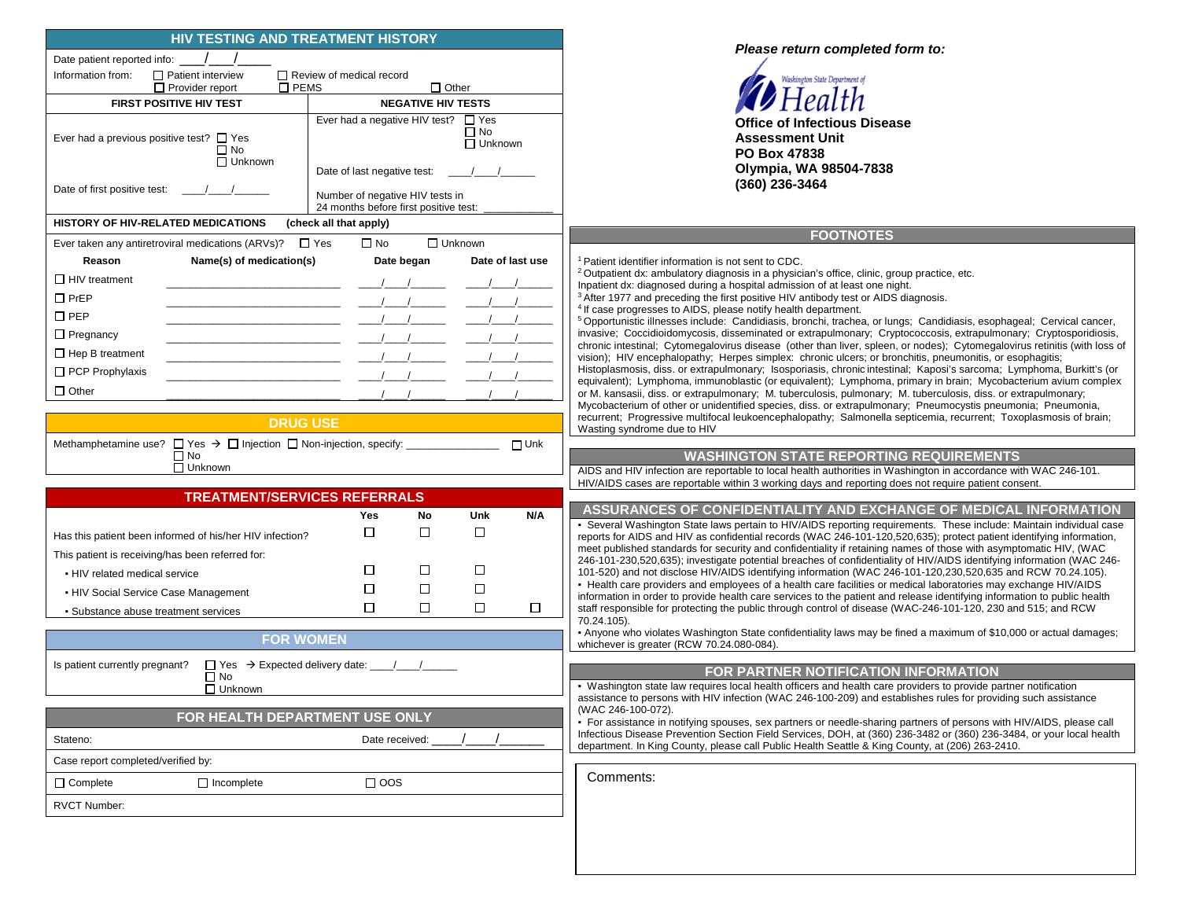## HIV TESTING AND TREATMENT HISTORY

Date patient reported info: \_\_\_/\_\_\_/\_\_\_\_\_

Information from: ☐ Patient interview ☐ Review of medical record ☐ Provider report ☐ PEMS ☐ Other

| FIRST POSITIVE HIV TEST | NEGATIVE HIV TESTS |
|---|---|
| Ever had a previous positive test? ☐ Yes ☐ No ☐ Unknown | Ever had a negative HIV test? ☐ Yes ☐ No ☐ Unknown |
| | Date of last negative test: \_\_\_\_/\_\_\_\_/\_\_\_\_\_\_ |
| Date of first positive test: \_\_\_\_/\_\_\_\_/\_\_\_\_\_\_ | Number of negative HIV tests in 24 months before first positive test: \_\_\_\_\_\_\_\_\_\_\_\_ |

**HISTORY OF HIV-RELATED MEDICATIONS (check all that apply)**

Ever taken any antiretroviral medications (ARVs)? ☐ Yes ☐ No ☐ Unknown

| Reason | Name(s) of medication(s) | Date began | Date of last use |
|---|---|---|---|
| ☐ HIV treatment | \_\_\_\_\_\_\_\_\_\_\_\_\_\_\_\_\_\_\_\_ | \_\_\_\_/\_\_\_\_/\_\_\_\_\_\_ | \_\_\_\_/\_\_\_\_/\_\_\_\_\_\_ |
| ☐ PrEP | \_\_\_\_\_\_\_\_\_\_\_\_\_\_\_\_\_\_\_\_ | \_\_\_\_/\_\_\_\_/\_\_\_\_\_\_ | \_\_\_\_/\_\_\_\_/\_\_\_\_\_\_ |
| ☐ PEP | \_\_\_\_\_\_\_\_\_\_\_\_\_\_\_\_\_\_\_\_ | \_\_\_\_/\_\_\_\_/\_\_\_\_\_\_ | \_\_\_\_/\_\_\_\_/\_\_\_\_\_\_ |
| ☐ Pregnancy | \_\_\_\_\_\_\_\_\_\_\_\_\_\_\_\_\_\_\_\_ | \_\_\_\_/\_\_\_\_/\_\_\_\_\_\_ | \_\_\_\_/\_\_\_\_/\_\_\_\_\_\_ |
| ☐ Hep B treatment | \_\_\_\_\_\_\_\_\_\_\_\_\_\_\_\_\_\_\_\_ | \_\_\_\_/\_\_\_\_/\_\_\_\_\_\_ | \_\_\_\_/\_\_\_\_/\_\_\_\_\_\_ |
| ☐ PCP Prophylaxis | \_\_\_\_\_\_\_\_\_\_\_\_\_\_\_\_\_\_\_\_ | \_\_\_\_/\_\_\_\_/\_\_\_\_\_\_ | \_\_\_\_/\_\_\_\_/\_\_\_\_\_\_ |
| ☐ Other | \_\_\_\_\_\_\_\_\_\_\_\_\_\_\_\_\_\_\_\_ | \_\_\_\_/\_\_\_\_/\_\_\_\_\_\_ | \_\_\_\_/\_\_\_\_/\_\_\_\_\_\_ |

## DRUG USE

Methamphetamine use? ☐ Yes → ☐ Injection ☐ Non-injection, specify: \_\_\_\_\_\_\_\_\_\_\_\_\_\_\_ ☐ Unk
☐ No
☐ Unknown

## TREATMENT/SERVICES REFERRALS

| | Yes | No | Unk | N/A |
|---|---|---|---|---|
| Has this patient been informed of his/her HIV infection? | ☐ | ☐ | ☐ | |
| This patient is receiving/has been referred for: | | | | |
| • HIV related medical service | ☐ | ☐ | ☐ | |
| • HIV Social Service Case Management | ☐ | ☐ | ☐ | |
| • Substance abuse treatment services | ☐ | ☐ | ☐ | ☐ |

## FOR WOMEN

Is patient currently pregnant? ☐ Yes → Expected delivery date: \_\_\_\_/\_\_\_\_/\_\_\_\_\_\_
☐ No
☐ Unknown

## FOR HEALTH DEPARTMENT USE ONLY

Stateno: Date received: \_\_\_\_\_/\_\_\_\_\_/\_\_\_\_\_\_\_

Case report completed/verified by:

☐ Complete ☐ Incomplete ☐ OOS

RVCT Number:

***Please return completed form to:***

Washington State Department of Health

**Office of Infectious Disease Assessment Unit**
**PO Box 47838**
**Olympia, WA 98504-7838**
**(360) 236-3464**

## FOOTNOTES

[1] Patient identifier information is not sent to CDC.
[2] Outpatient dx: ambulatory diagnosis in a physician's office, clinic, group practice, etc.
Inpatient dx: diagnosed during a hospital admission of at least one night.
[3] After 1977 and preceding the first positive HIV antibody test or AIDS diagnosis.
[4] If case progresses to AIDS, please notify health department.
[5] Opportunistic illnesses include: Candidiasis, bronchi, trachea, or lungs; Candidiasis, esophageal; Cervical cancer, invasive; Coccidioidomycosis, disseminated or extrapulmonary; Cryptococcosis, extrapulmonary; Cryptosporidiosis, chronic intestinal; Cytomegalovirus disease (other than liver, spleen, or nodes); Cytomegalovirus retinitis (with loss of vision); HIV encephalopathy; Herpes simplex: chronic ulcers; or bronchitis, pneumonitis, or esophagitis; Histoplasmosis, diss. or extrapulmonary; Isosporiasis, chronic intestinal; Kaposi's sarcoma; Lymphoma, Burkitt's (or equivalent); Lymphoma, immunoblastic (or equivalent); Lymphoma, primary in brain; Mycobacterium avium complex or M. kansasii, diss. or extrapulmonary; M. tuberculosis, pulmonary; M. tuberculosis, diss. or extrapulmonary; Mycobacterium of other or unidentified species, diss. or extrapulmonary; Pneumocystis pneumonia; Pneumonia, recurrent; Progressive multifocal leukoencephalopathy; Salmonella septicemia, recurrent; Toxoplasmosis of brain; Wasting syndrome due to HIV

## WASHINGTON STATE REPORTING REQUIREMENTS

AIDS and HIV infection are reportable to local health authorities in Washington in accordance with WAC 246-101. HIV/AIDS cases are reportable within 3 working days and reporting does not require patient consent.

## ASSURANCES OF CONFIDENTIALITY AND EXCHANGE OF MEDICAL INFORMATION

- Several Washington State laws pertain to HIV/AIDS reporting requirements. These include: Maintain individual case reports for AIDS and HIV as confidential records (WAC 246-101-120,520,635); protect patient identifying information, meet published standards for security and confidentiality if retaining names of those with asymptomatic HIV, (WAC 246-101-230,520,635); investigate potential breaches of confidentiality of HIV/AIDS identifying information (WAC 246-101-520) and not disclose HIV/AIDS identifying information (WAC 246-101-120,230,520,635 and RCW 70.24.105).
- Health care providers and employees of a health care facilities or medical laboratories may exchange HIV/AIDS information in order to provide health care services to the patient and release identifying information to public health staff responsible for protecting the public through control of disease (WAC-246-101-120, 230 and 515; and RCW 70.24.105).
- Anyone who violates Washington State confidentiality laws may be fined a maximum of $10,000 or actual damages; whichever is greater (RCW 70.24.080-084).

## FOR PARTNER NOTIFICATION INFORMATION

- Washington state law requires local health officers and health care providers to provide partner notification assistance to persons with HIV infection (WAC 246-100-209) and establishes rules for providing such assistance (WAC 246-100-072).
- For assistance in notifying spouses, sex partners or needle-sharing partners of persons with HIV/AIDS, please call Infectious Disease Prevention Section Field Services, DOH, at (360) 236-3482 or (360) 236-3484, or your local health department. In King County, please call Public Health Seattle & King County, at (206) 263-2410.

Comments: